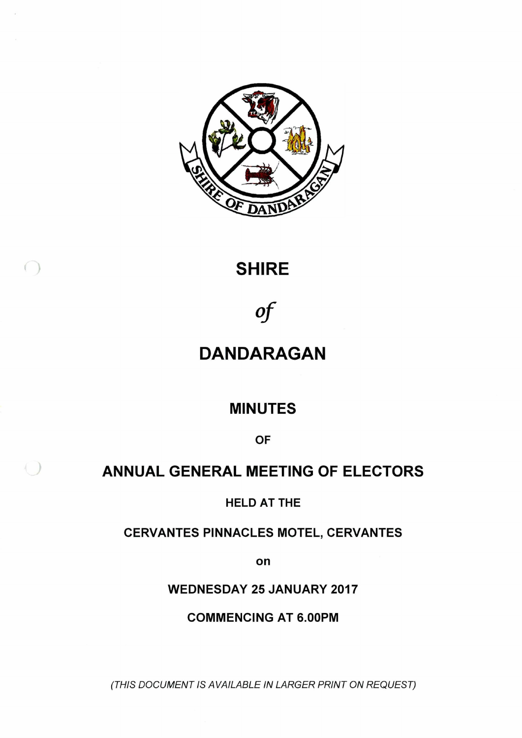# SHIRE

*of*

# DANDARAGAN

## MINUTES

OF

## ANNUAL GENERAL MEETING OF ELECTORS

HELD AT THE

CERVANTES PINNACLES MOTEL, CERVANTES

on

WEDNESDAY 25 JANUARY 2017

COMMENCING AT 6.00PM

*(THIS DOCUMENT IS AVAILABLE IN LARGER PRINT ON REQUEST)*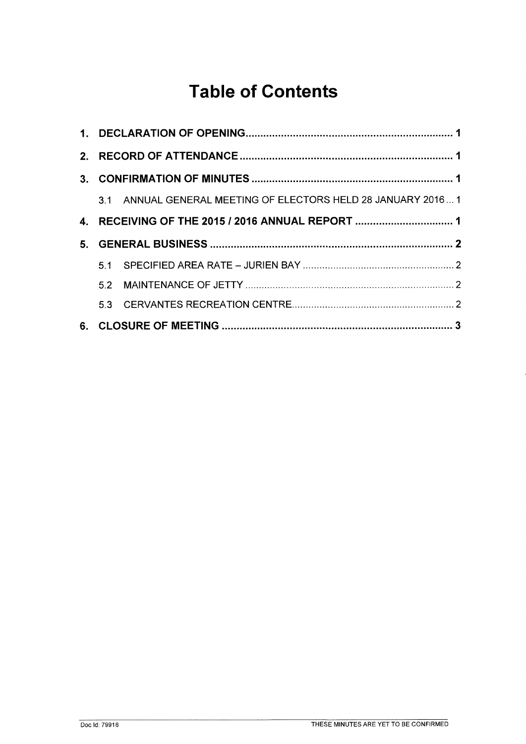# Table of Contents

**1. DECLARATION OF OPENING ..... 1**

**2. RECORD OF ATTENDANCE ..... 1**

**3. CONFIRMATION OF MINUTES ..... 1**

3.1 ANNUAL GENERAL MEETING OF ELECTORS HELD 28 JANUARY 2016 ... 1

**4. RECEIVING OF THE 2015 / 2016 ANNUAL REPORT ..... 1**

**5. GENERAL BUSINESS ..... 2**

5.1 SPECIFIED AREA RATE – JURIEN BAY ..... 2

5.2 MAINTENANCE OF JETTY ..... 2

5.3 CERVANTES RECREATION CENTRE ..... 2

**6. CLOSURE OF MEETING ..... 3**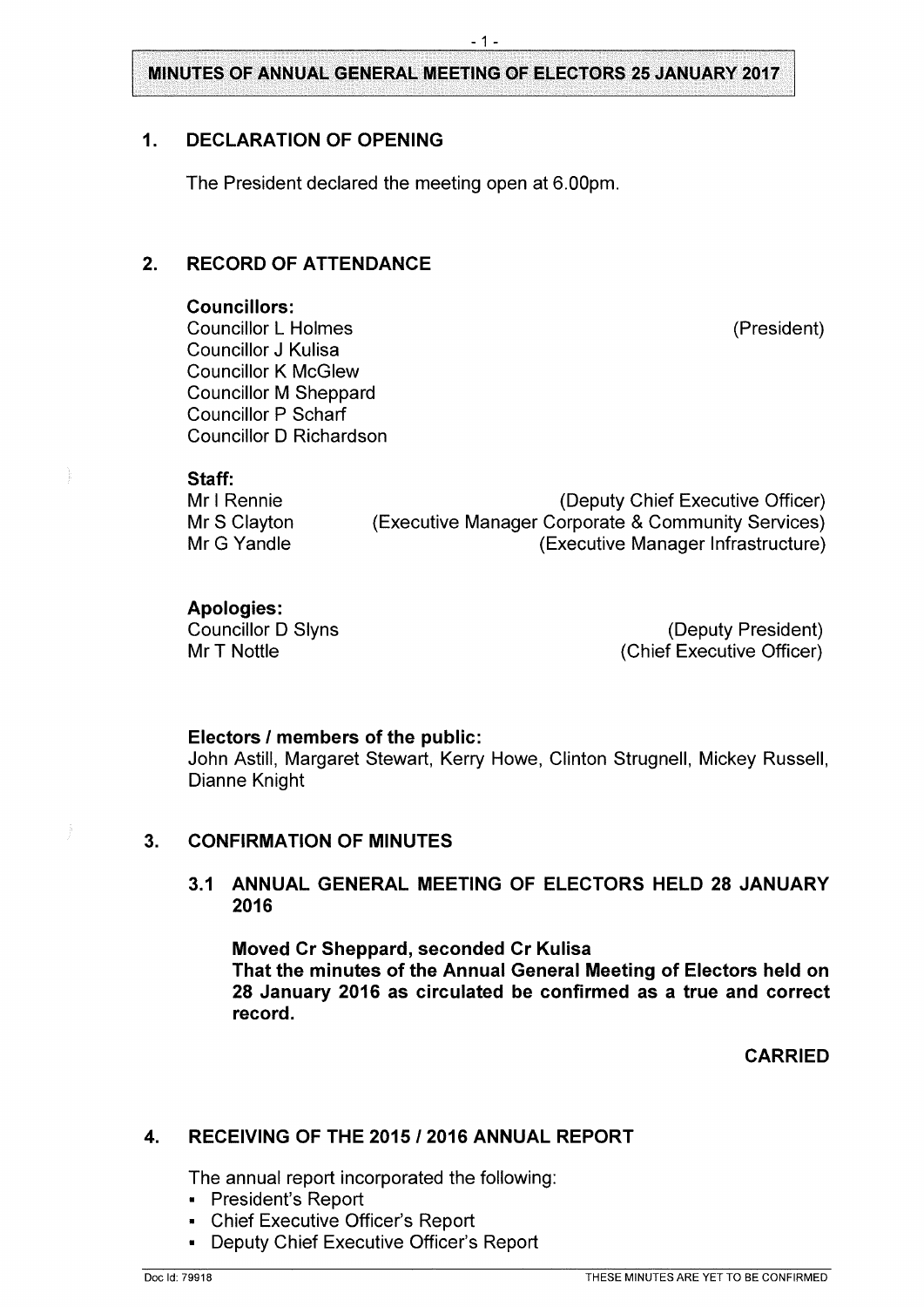## MINUTES OF ANNUAL GENERAL MEETING OF ELECTORS 25 JANUARY 2017

### 1. DECLARATION OF OPENING

The President declared the meeting open at 6.00pm.

### 2. RECORD OF ATTENDANCE

**Councillors:**

Councillor L Holmes (President)
Councillor J Kulisa
Councillor K McGlew
Councillor M Sheppard
Councillor P Scharf
Councillor D Richardson

**Staff:**

Mr I Rennie (Deputy Chief Executive Officer)
Mr S Clayton (Executive Manager Corporate & Community Services)
Mr G Yandle (Executive Manager Infrastructure)

**Apologies:**

Councillor D Slyns (Deputy President)
Mr T Nottle (Chief Executive Officer)

**Electors / members of the public:**

John Astill, Margaret Stewart, Kerry Howe, Clinton Strugnell, Mickey Russell, Dianne Knight

### 3. CONFIRMATION OF MINUTES

#### 3.1 ANNUAL GENERAL MEETING OF ELECTORS HELD 28 JANUARY 2016

**Moved Cr Sheppard, seconded Cr Kulisa**
**That the minutes of the Annual General Meeting of Electors held on 28 January 2016 as circulated be confirmed as a true and correct record.**

**CARRIED**

### 4. RECEIVING OF THE 2015 / 2016 ANNUAL REPORT

The annual report incorporated the following:

- President's Report
- Chief Executive Officer's Report
- Deputy Chief Executive Officer's Report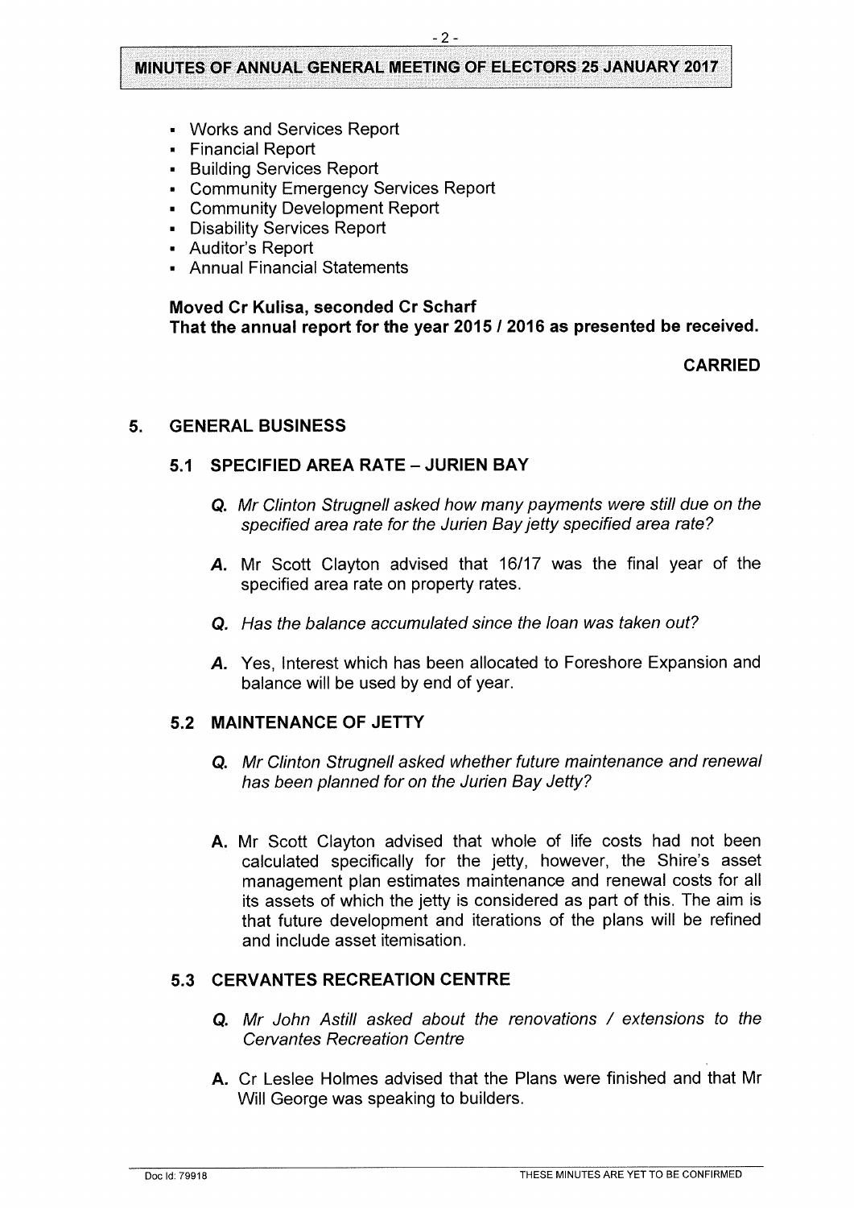- Works and Services Report
- Financial Report
- Building Services Report
- Community Emergency Services Report
- Community Development Report
- Disability Services Report
- Auditor's Report
- Annual Financial Statements

**Moved Cr Kulisa, seconded Cr Scharf**
**That the annual report for the year 2015 / 2016 as presented be received.**

**CARRIED**

## 5. GENERAL BUSINESS

### 5.1 SPECIFIED AREA RATE – JURIEN BAY

***Q.*** *Mr Clinton Strugnell asked how many payments were still due on the specified area rate for the Jurien Bay jetty specified area rate?*

***A.*** Mr Scott Clayton advised that 16/17 was the final year of the specified area rate on property rates.

***Q.*** *Has the balance accumulated since the loan was taken out?*

***A.*** Yes, Interest which has been allocated to Foreshore Expansion and balance will be used by end of year.

### 5.2 MAINTENANCE OF JETTY

***Q.*** *Mr Clinton Strugnell asked whether future maintenance and renewal has been planned for on the Jurien Bay Jetty?*

**A.** Mr Scott Clayton advised that whole of life costs had not been calculated specifically for the jetty, however, the Shire's asset management plan estimates maintenance and renewal costs for all its assets of which the jetty is considered as part of this. The aim is that future development and iterations of the plans will be refined and include asset itemisation.

### 5.3 CERVANTES RECREATION CENTRE

***Q.*** *Mr John Astill asked about the renovations / extensions to the Cervantes Recreation Centre*

**A.** Cr Leslee Holmes advised that the Plans were finished and that Mr Will George was speaking to builders.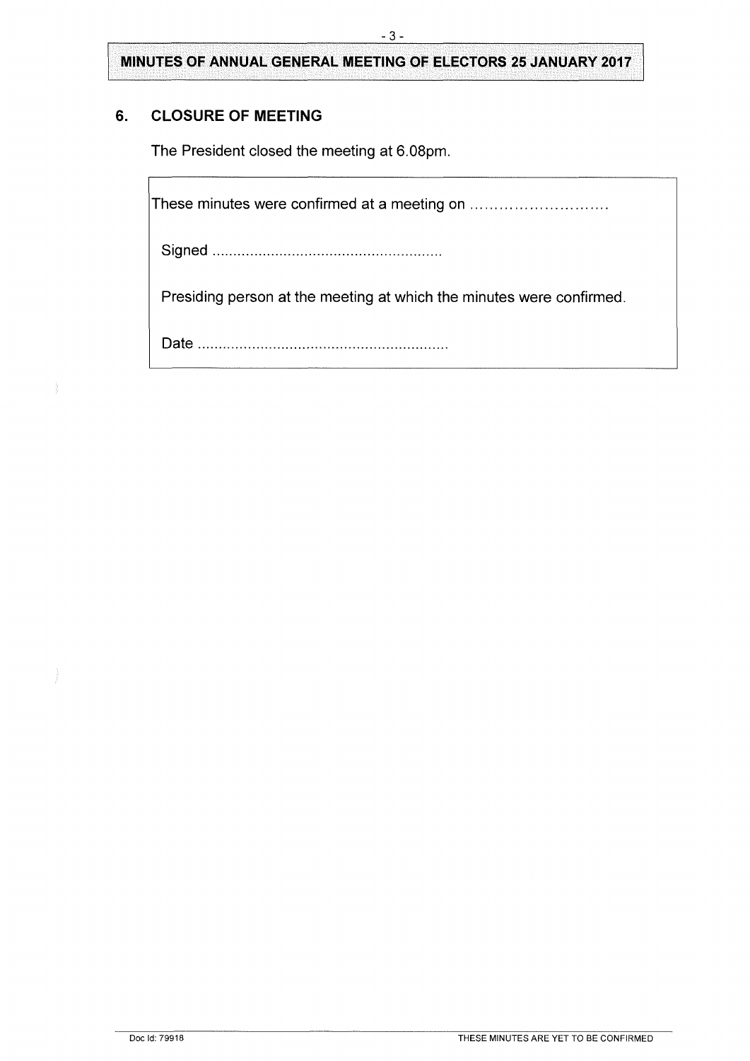## 6. CLOSURE OF MEETING

The President closed the meeting at 6.08pm.

These minutes were confirmed at a meeting on ............................

Signed ......................................................

Presiding person at the meeting at which the minutes were confirmed.

Date ...........................................................